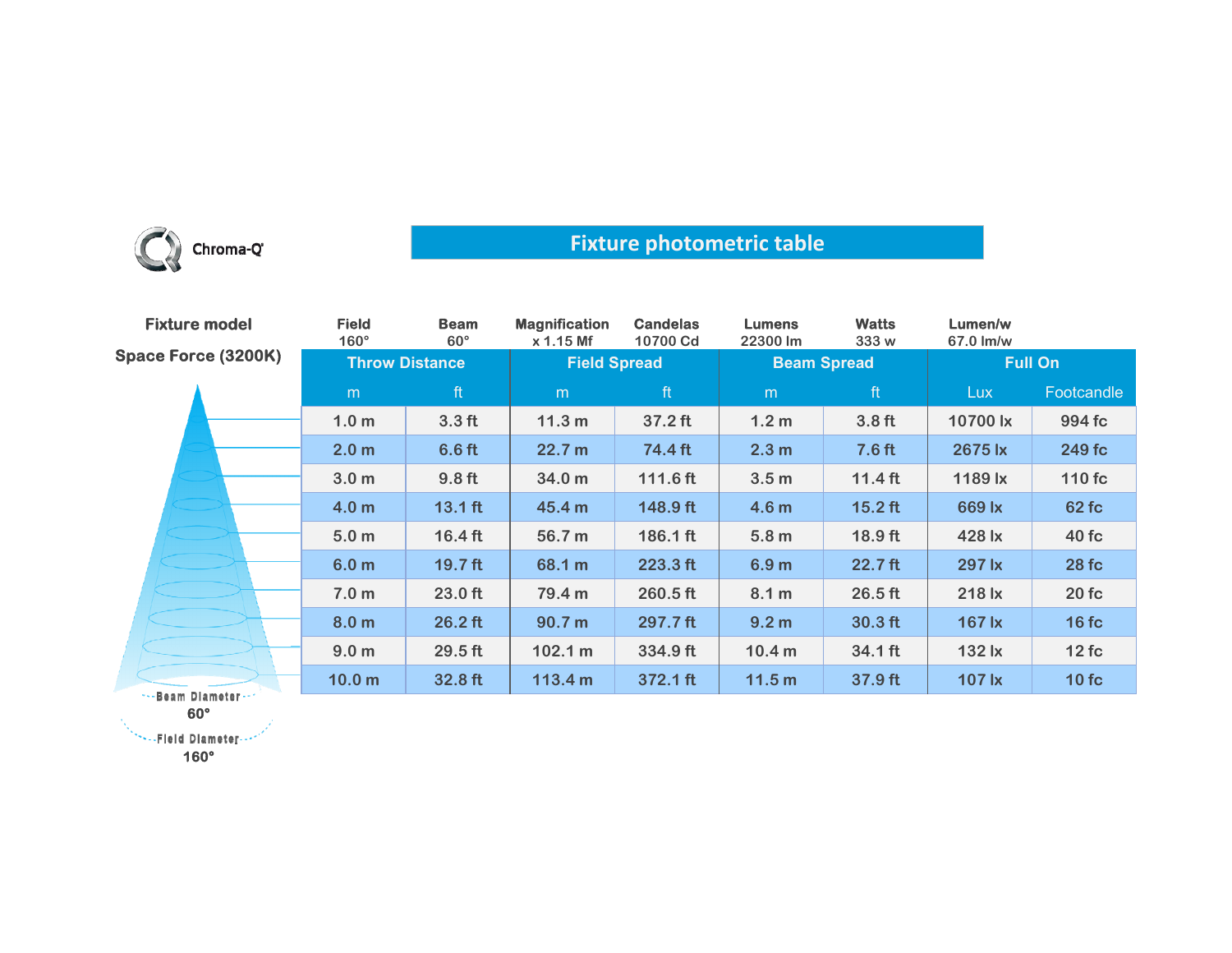Chroma-Q

# Fixture photometric table

**Fixture model**

**Space Force (3200K)**

| Field | Beam | Magnification | Candelas | Lumens | Watts | Lumen/w |
|---|---|---|---|---|---|---|
| 160° | 60° | x 1.15 Mf | 10700 Cd | 22300 lm | 333 w | 67.0 lm/w |

| Throw Distance | | Field Spread | | Beam Spread | | Full On | |
|---|---|---|---|---|---|---|---|
| m | ft | m | ft | m | ft | Lux | Footcandle |
| 1.0 m | 3.3 ft | 11.3 m | 37.2 ft | 1.2 m | 3.8 ft | 10700 lx | 994 fc |
| 2.0 m | 6.6 ft | 22.7 m | 74.4 ft | 2.3 m | 7.6 ft | 2675 lx | 249 fc |
| 3.0 m | 9.8 ft | 34.0 m | 111.6 ft | 3.5 m | 11.4 ft | 1189 lx | 110 fc |
| 4.0 m | 13.1 ft | 45.4 m | 148.9 ft | 4.6 m | 15.2 ft | 669 lx | 62 fc |
| 5.0 m | 16.4 ft | 56.7 m | 186.1 ft | 5.8 m | 18.9 ft | 428 lx | 40 fc |
| 6.0 m | 19.7 ft | 68.1 m | 223.3 ft | 6.9 m | 22.7 ft | 297 lx | 28 fc |
| 7.0 m | 23.0 ft | 79.4 m | 260.5 ft | 8.1 m | 26.5 ft | 218 lx | 20 fc |
| 8.0 m | 26.2 ft | 90.7 m | 297.7 ft | 9.2 m | 30.3 ft | 167 lx | 16 fc |
| 9.0 m | 29.5 ft | 102.1 m | 334.9 ft | 10.4 m | 34.1 ft | 132 lx | 12 fc |
| 10.0 m | 32.8 ft | 113.4 m | 372.1 ft | 11.5 m | 37.9 ft | 107 lx | 10 fc |

Beam Diameter
60°

Field Diameter
160°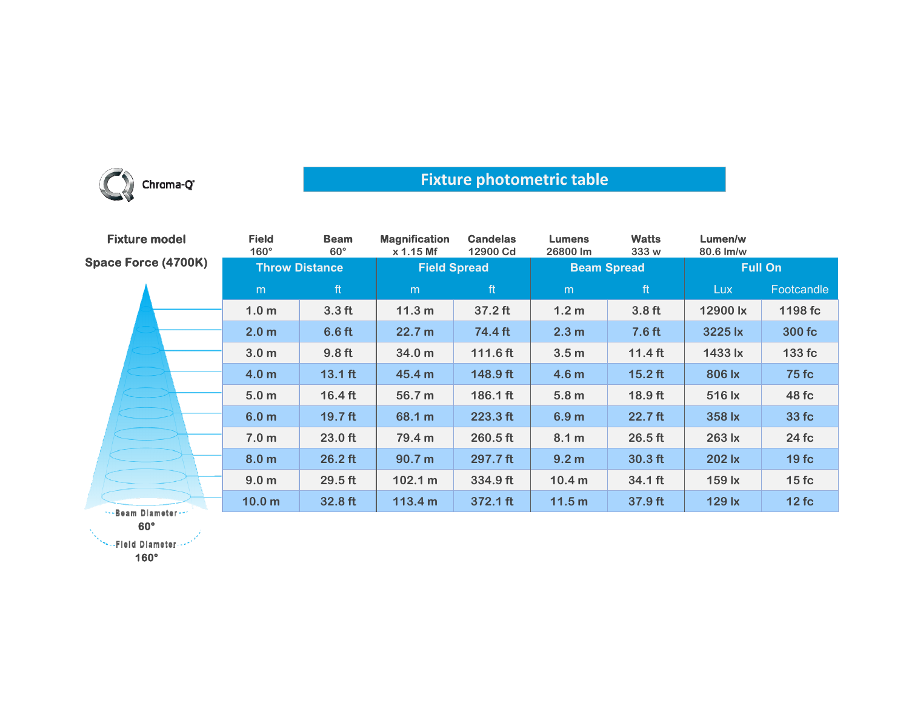Chroma-Q®

# Fixture photometric table

**Fixture model**

**Space Force (4700K)**

| Field | Beam | Magnification | Candelas | Lumens | Watts | Lumen/w | |
|---|---|---|---|---|---|---|---|
| 160° | 60° | x 1.15 Mf | 12900 Cd | 26800 lm | 333 w | 80.6 lm/w | |
| **Throw Distance** | | **Field Spread** | | **Beam Spread** | | **Full On** | |
| m | ft | m | ft | m | ft | Lux | Footcandle |
| 1.0 m | 3.3 ft | 11.3 m | 37.2 ft | 1.2 m | 3.8 ft | 12900 lx | 1198 fc |
| 2.0 m | 6.6 ft | 22.7 m | 74.4 ft | 2.3 m | 7.6 ft | 3225 lx | 300 fc |
| 3.0 m | 9.8 ft | 34.0 m | 111.6 ft | 3.5 m | 11.4 ft | 1433 lx | 133 fc |
| 4.0 m | 13.1 ft | 45.4 m | 148.9 ft | 4.6 m | 15.2 ft | 806 lx | 75 fc |
| 5.0 m | 16.4 ft | 56.7 m | 186.1 ft | 5.8 m | 18.9 ft | 516 lx | 48 fc |
| 6.0 m | 19.7 ft | 68.1 m | 223.3 ft | 6.9 m | 22.7 ft | 358 lx | 33 fc |
| 7.0 m | 23.0 ft | 79.4 m | 260.5 ft | 8.1 m | 26.5 ft | 263 lx | 24 fc |
| 8.0 m | 26.2 ft | 90.7 m | 297.7 ft | 9.2 m | 30.3 ft | 202 lx | 19 fc |
| 9.0 m | 29.5 ft | 102.1 m | 334.9 ft | 10.4 m | 34.1 ft | 159 lx | 15 fc |
| 10.0 m | 32.8 ft | 113.4 m | 372.1 ft | 11.5 m | 37.9 ft | 129 lx | 12 fc |

Beam Diameter
60°

Field Diameter
160°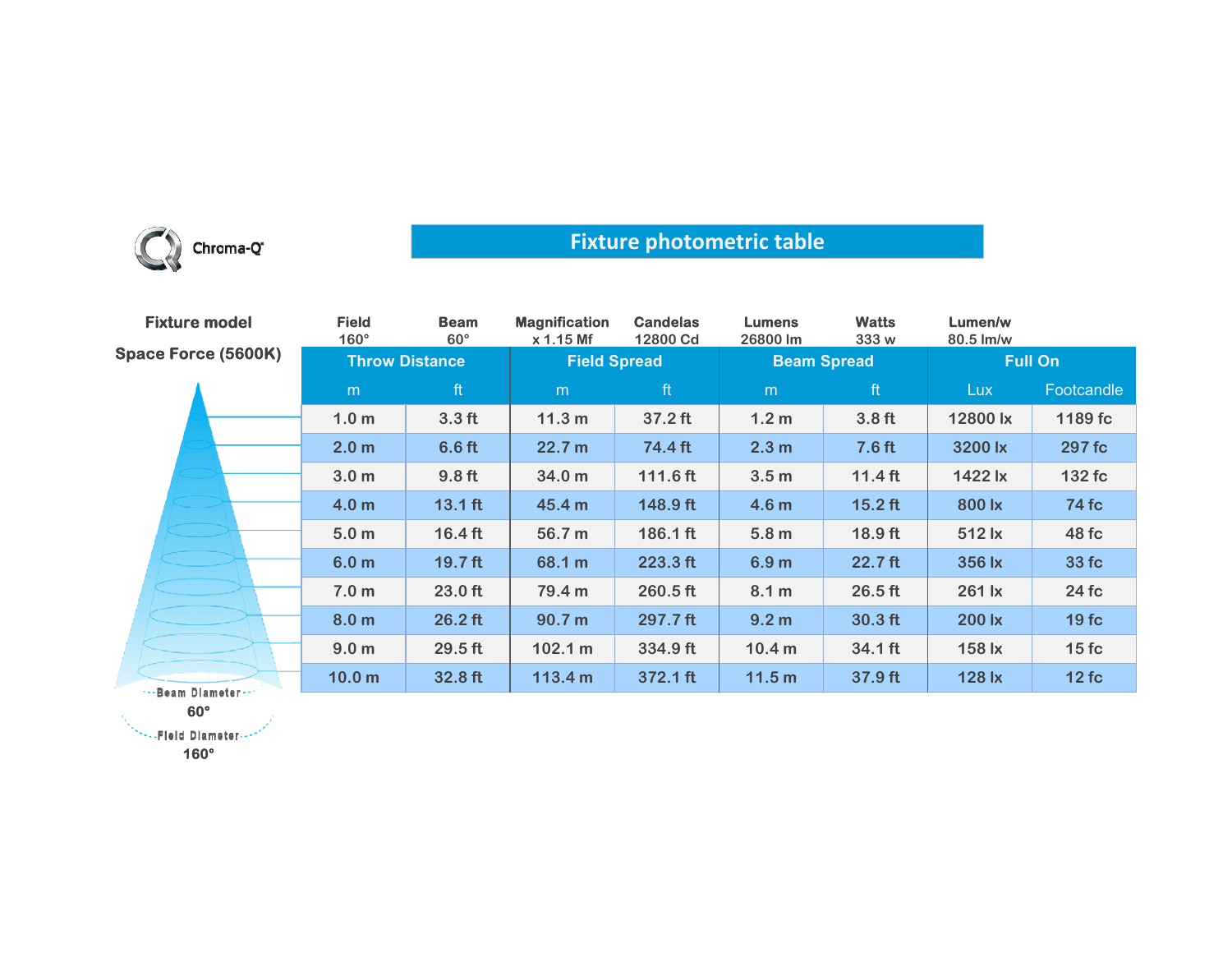Chroma-Q

# Fixture photometric table

**Fixture model**

**Space Force (5600K)**

| Field | Beam | Magnification | Candelas | Lumens | Watts | Lumen/w |
|---|---|---|---|---|---|---|
| 160° | 60° | x 1.15 Mf | 12800 Cd | 26800 lm | 333 w | 80.5 lm/w |

| Throw Distance | | Field Spread | | Beam Spread | | Full On | |
|---|---|---|---|---|---|---|---|
| m | ft | m | ft | m | ft | Lux | Footcandle |
| 1.0 m | 3.3 ft | 11.3 m | 37.2 ft | 1.2 m | 3.8 ft | 12800 lx | 1189 fc |
| 2.0 m | 6.6 ft | 22.7 m | 74.4 ft | 2.3 m | 7.6 ft | 3200 lx | 297 fc |
| 3.0 m | 9.8 ft | 34.0 m | 111.6 ft | 3.5 m | 11.4 ft | 1422 lx | 132 fc |
| 4.0 m | 13.1 ft | 45.4 m | 148.9 ft | 4.6 m | 15.2 ft | 800 lx | 74 fc |
| 5.0 m | 16.4 ft | 56.7 m | 186.1 ft | 5.8 m | 18.9 ft | 512 lx | 48 fc |
| 6.0 m | 19.7 ft | 68.1 m | 223.3 ft | 6.9 m | 22.7 ft | 356 lx | 33 fc |
| 7.0 m | 23.0 ft | 79.4 m | 260.5 ft | 8.1 m | 26.5 ft | 261 lx | 24 fc |
| 8.0 m | 26.2 ft | 90.7 m | 297.7 ft | 9.2 m | 30.3 ft | 200 lx | 19 fc |
| 9.0 m | 29.5 ft | 102.1 m | 334.9 ft | 10.4 m | 34.1 ft | 158 lx | 15 fc |
| 10.0 m | 32.8 ft | 113.4 m | 372.1 ft | 11.5 m | 37.9 ft | 128 lx | 12 fc |

Beam Diameter
60°
Field Diameter
160°